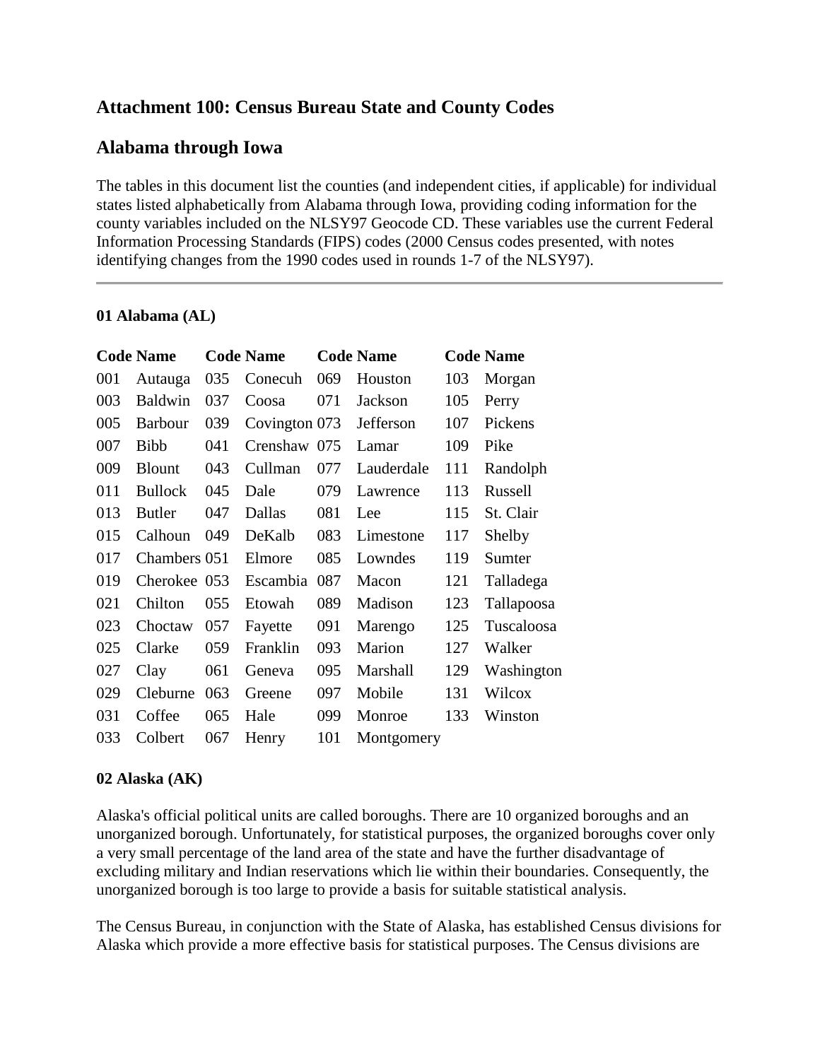# Attachment 100: Census Bureau State and County Codes

## Alabama through Iowa

The tables in this document list the counties (and independent cities, if applicable) for individual states listed alphabetically from Alabama through Iowa, providing coding information for the county variables included on the NLSY97 Geocode CD. These variables use the current Federal Information Processing Standards (FIPS) codes (2000 Census codes presented, with notes identifying changes from the 1990 codes used in rounds 1-7 of the NLSY97).

---

### 01 Alabama (AL)

| Code | Name | Code | Name | Code | Name | Code | Name |
|---|---|---|---|---|---|---|---|
| 001 | Autauga | 035 | Conecuh | 069 | Houston | 103 | Morgan |
| 003 | Baldwin | 037 | Coosa | 071 | Jackson | 105 | Perry |
| 005 | Barbour | 039 | Covington | 073 | Jefferson | 107 | Pickens |
| 007 | Bibb | 041 | Crenshaw | 075 | Lamar | 109 | Pike |
| 009 | Blount | 043 | Cullman | 077 | Lauderdale | 111 | Randolph |
| 011 | Bullock | 045 | Dale | 079 | Lawrence | 113 | Russell |
| 013 | Butler | 047 | Dallas | 081 | Lee | 115 | St. Clair |
| 015 | Calhoun | 049 | DeKalb | 083 | Limestone | 117 | Shelby |
| 017 | Chambers | 051 | Elmore | 085 | Lowndes | 119 | Sumter |
| 019 | Cherokee | 053 | Escambia | 087 | Macon | 121 | Talladega |
| 021 | Chilton | 055 | Etowah | 089 | Madison | 123 | Tallapoosa |
| 023 | Choctaw | 057 | Fayette | 091 | Marengo | 125 | Tuscaloosa |
| 025 | Clarke | 059 | Franklin | 093 | Marion | 127 | Walker |
| 027 | Clay | 061 | Geneva | 095 | Marshall | 129 | Washington |
| 029 | Cleburne | 063 | Greene | 097 | Mobile | 131 | Wilcox |
| 031 | Coffee | 065 | Hale | 099 | Monroe | 133 | Winston |
| 033 | Colbert | 067 | Henry | 101 | Montgomery | | |

### 02 Alaska (AK)

Alaska's official political units are called boroughs. There are 10 organized boroughs and an unorganized borough. Unfortunately, for statistical purposes, the organized boroughs cover only a very small percentage of the land area of the state and have the further disadvantage of excluding military and Indian reservations which lie within their boundaries. Consequently, the unorganized borough is too large to provide a basis for suitable statistical analysis.

The Census Bureau, in conjunction with the State of Alaska, has established Census divisions for Alaska which provide a more effective basis for statistical purposes. The Census divisions are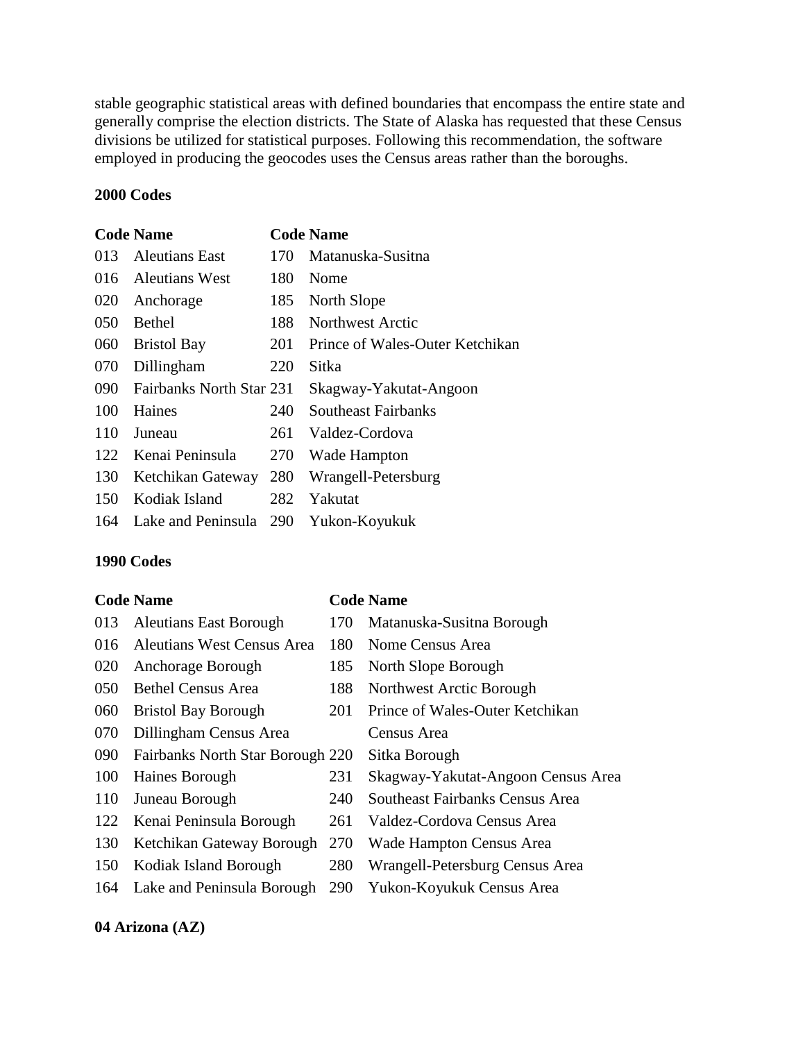stable geographic statistical areas with defined boundaries that encompass the entire state and generally comprise the election districts. The State of Alaska has requested that these Census divisions be utilized for statistical purposes. Following this recommendation, the software employed in producing the geocodes uses the Census areas rather than the boroughs.

**2000 Codes**

| Code | Name | Code | Name |
|---|---|---|---|
| 013 | Aleutians East | 170 | Matanuska-Susitna |
| 016 | Aleutians West | 180 | Nome |
| 020 | Anchorage | 185 | North Slope |
| 050 | Bethel | 188 | Northwest Arctic |
| 060 | Bristol Bay | 201 | Prince of Wales-Outer Ketchikan |
| 070 | Dillingham | 220 | Sitka |
| 090 | Fairbanks North Star | 231 | Skagway-Yakutat-Angoon |
| 100 | Haines | 240 | Southeast Fairbanks |
| 110 | Juneau | 261 | Valdez-Cordova |
| 122 | Kenai Peninsula | 270 | Wade Hampton |
| 130 | Ketchikan Gateway | 280 | Wrangell-Petersburg |
| 150 | Kodiak Island | 282 | Yakutat |
| 164 | Lake and Peninsula | 290 | Yukon-Koyukuk |

**1990 Codes**

| Code | Name | Code | Name |
|---|---|---|---|
| 013 | Aleutians East Borough | 170 | Matanuska-Susitna Borough |
| 016 | Aleutians West Census Area | 180 | Nome Census Area |
| 020 | Anchorage Borough | 185 | North Slope Borough |
| 050 | Bethel Census Area | 188 | Northwest Arctic Borough |
| 060 | Bristol Bay Borough | 201 | Prince of Wales-Outer Ketchikan Census Area |
| 070 | Dillingham Census Area | 220 | Sitka Borough |
| 090 | Fairbanks North Star Borough | 231 | Skagway-Yakutat-Angoon Census Area |
| 100 | Haines Borough | 240 | Southeast Fairbanks Census Area |
| 110 | Juneau Borough | 261 | Valdez-Cordova Census Area |
| 122 | Kenai Peninsula Borough | 270 | Wade Hampton Census Area |
| 130 | Ketchikan Gateway Borough | 280 | Wrangell-Petersburg Census Area |
| 150 | Kodiak Island Borough | 290 | Yukon-Koyukuk Census Area |
| 164 | Lake and Peninsula Borough | | |

**04 Arizona (AZ)**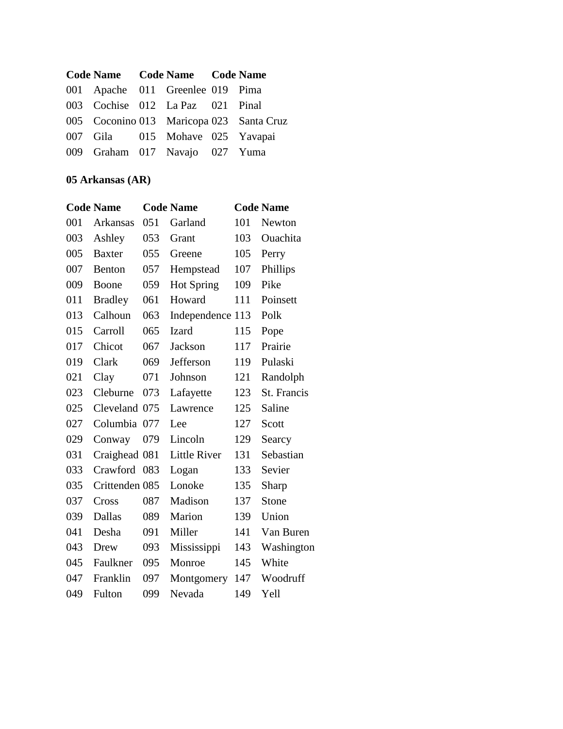| Code | Name | Code | Name | Code | Name |
|---|---|---|---|---|---|
| 001 | Apache | 011 | Greenlee | 019 | Pima |
| 003 | Cochise | 012 | La Paz | 021 | Pinal |
| 005 | Coconino | 013 | Maricopa | 023 | Santa Cruz |
| 007 | Gila | 015 | Mohave | 025 | Yavapai |
| 009 | Graham | 017 | Navajo | 027 | Yuma |

**05 Arkansas (AR)**

| Code | Name | Code | Name | Code | Name |
|---|---|---|---|---|---|
| 001 | Arkansas | 051 | Garland | 101 | Newton |
| 003 | Ashley | 053 | Grant | 103 | Ouachita |
| 005 | Baxter | 055 | Greene | 105 | Perry |
| 007 | Benton | 057 | Hempstead | 107 | Phillips |
| 009 | Boone | 059 | Hot Spring | 109 | Pike |
| 011 | Bradley | 061 | Howard | 111 | Poinsett |
| 013 | Calhoun | 063 | Independence | 113 | Polk |
| 015 | Carroll | 065 | Izard | 115 | Pope |
| 017 | Chicot | 067 | Jackson | 117 | Prairie |
| 019 | Clark | 069 | Jefferson | 119 | Pulaski |
| 021 | Clay | 071 | Johnson | 121 | Randolph |
| 023 | Cleburne | 073 | Lafayette | 123 | St. Francis |
| 025 | Cleveland | 075 | Lawrence | 125 | Saline |
| 027 | Columbia | 077 | Lee | 127 | Scott |
| 029 | Conway | 079 | Lincoln | 129 | Searcy |
| 031 | Craighead | 081 | Little River | 131 | Sebastian |
| 033 | Crawford | 083 | Logan | 133 | Sevier |
| 035 | Crittenden | 085 | Lonoke | 135 | Sharp |
| 037 | Cross | 087 | Madison | 137 | Stone |
| 039 | Dallas | 089 | Marion | 139 | Union |
| 041 | Desha | 091 | Miller | 141 | Van Buren |
| 043 | Drew | 093 | Mississippi | 143 | Washington |
| 045 | Faulkner | 095 | Monroe | 145 | White |
| 047 | Franklin | 097 | Montgomery | 147 | Woodruff |
| 049 | Fulton | 099 | Nevada | 149 | Yell |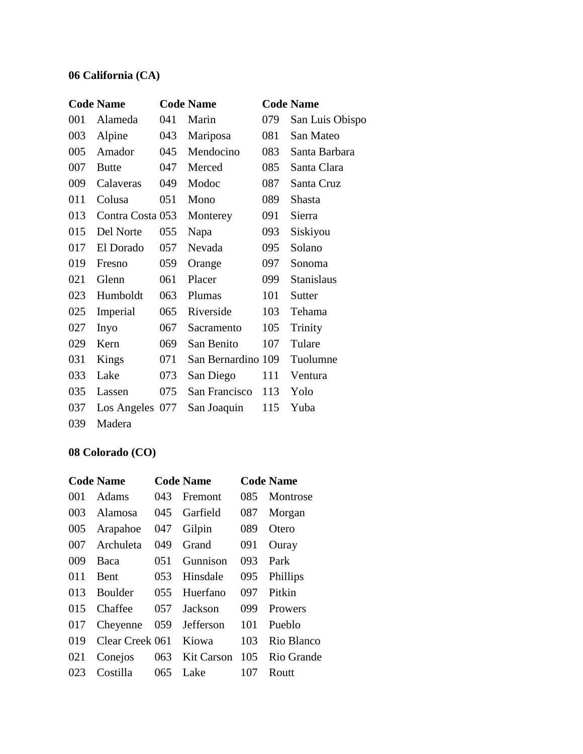**06 California (CA)**

| Code | Name | Code | Name | Code | Name |
|---|---|---|---|---|---|
| 001 | Alameda | 041 | Marin | 079 | San Luis Obispo |
| 003 | Alpine | 043 | Mariposa | 081 | San Mateo |
| 005 | Amador | 045 | Mendocino | 083 | Santa Barbara |
| 007 | Butte | 047 | Merced | 085 | Santa Clara |
| 009 | Calaveras | 049 | Modoc | 087 | Santa Cruz |
| 011 | Colusa | 051 | Mono | 089 | Shasta |
| 013 | Contra Costa | 053 | Monterey | 091 | Sierra |
| 015 | Del Norte | 055 | Napa | 093 | Siskiyou |
| 017 | El Dorado | 057 | Nevada | 095 | Solano |
| 019 | Fresno | 059 | Orange | 097 | Sonoma |
| 021 | Glenn | 061 | Placer | 099 | Stanislaus |
| 023 | Humboldt | 063 | Plumas | 101 | Sutter |
| 025 | Imperial | 065 | Riverside | 103 | Tehama |
| 027 | Inyo | 067 | Sacramento | 105 | Trinity |
| 029 | Kern | 069 | San Benito | 107 | Tulare |
| 031 | Kings | 071 | San Bernardino | 109 | Tuolumne |
| 033 | Lake | 073 | San Diego | 111 | Ventura |
| 035 | Lassen | 075 | San Francisco | 113 | Yolo |
| 037 | Los Angeles | 077 | San Joaquin | 115 | Yuba |
| 039 | Madera | | | | |

**08 Colorado (CO)**

| Code | Name | Code | Name | Code | Name |
|---|---|---|---|---|---|
| 001 | Adams | 043 | Fremont | 085 | Montrose |
| 003 | Alamosa | 045 | Garfield | 087 | Morgan |
| 005 | Arapahoe | 047 | Gilpin | 089 | Otero |
| 007 | Archuleta | 049 | Grand | 091 | Ouray |
| 009 | Baca | 051 | Gunnison | 093 | Park |
| 011 | Bent | 053 | Hinsdale | 095 | Phillips |
| 013 | Boulder | 055 | Huerfano | 097 | Pitkin |
| 015 | Chaffee | 057 | Jackson | 099 | Prowers |
| 017 | Cheyenne | 059 | Jefferson | 101 | Pueblo |
| 019 | Clear Creek | 061 | Kiowa | 103 | Rio Blanco |
| 021 | Conejos | 063 | Kit Carson | 105 | Rio Grande |
| 023 | Costilla | 065 | Lake | 107 | Routt |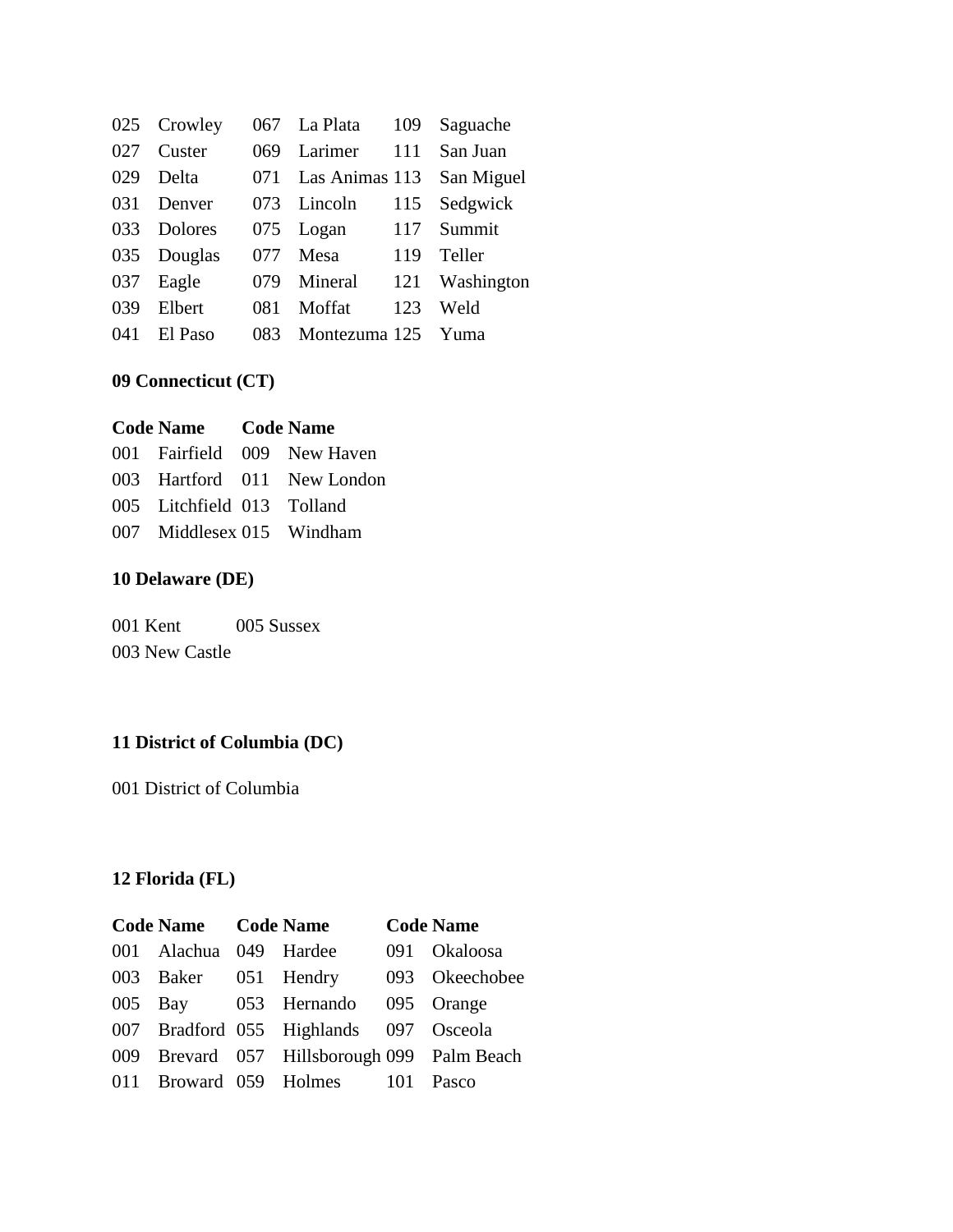| Code | Name | Code | Name | Code | Name |
|---|---|---|---|---|---|
| 025 | Crowley | 067 | La Plata | 109 | Saguache |
| 027 | Custer | 069 | Larimer | 111 | San Juan |
| 029 | Delta | 071 | Las Animas | 113 | San Miguel |
| 031 | Denver | 073 | Lincoln | 115 | Sedgwick |
| 033 | Dolores | 075 | Logan | 117 | Summit |
| 035 | Douglas | 077 | Mesa | 119 | Teller |
| 037 | Eagle | 079 | Mineral | 121 | Washington |
| 039 | Elbert | 081 | Moffat | 123 | Weld |
| 041 | El Paso | 083 | Montezuma | 125 | Yuma |

**09 Connecticut (CT)**

| Code | Name | Code | Name |
|---|---|---|---|
| 001 | Fairfield | 009 | New Haven |
| 003 | Hartford | 011 | New London |
| 005 | Litchfield | 013 | Tolland |
| 007 | Middlesex | 015 | Windham |

**10 Delaware (DE)**

001 Kent 005 Sussex
003 New Castle

**11 District of Columbia (DC)**

001 District of Columbia

**12 Florida (FL)**

| Code | Name | Code | Name | Code | Name |
|---|---|---|---|---|---|
| 001 | Alachua | 049 | Hardee | 091 | Okaloosa |
| 003 | Baker | 051 | Hendry | 093 | Okeechobee |
| 005 | Bay | 053 | Hernando | 095 | Orange |
| 007 | Bradford | 055 | Highlands | 097 | Osceola |
| 009 | Brevard | 057 | Hillsborough | 099 | Palm Beach |
| 011 | Broward | 059 | Holmes | 101 | Pasco |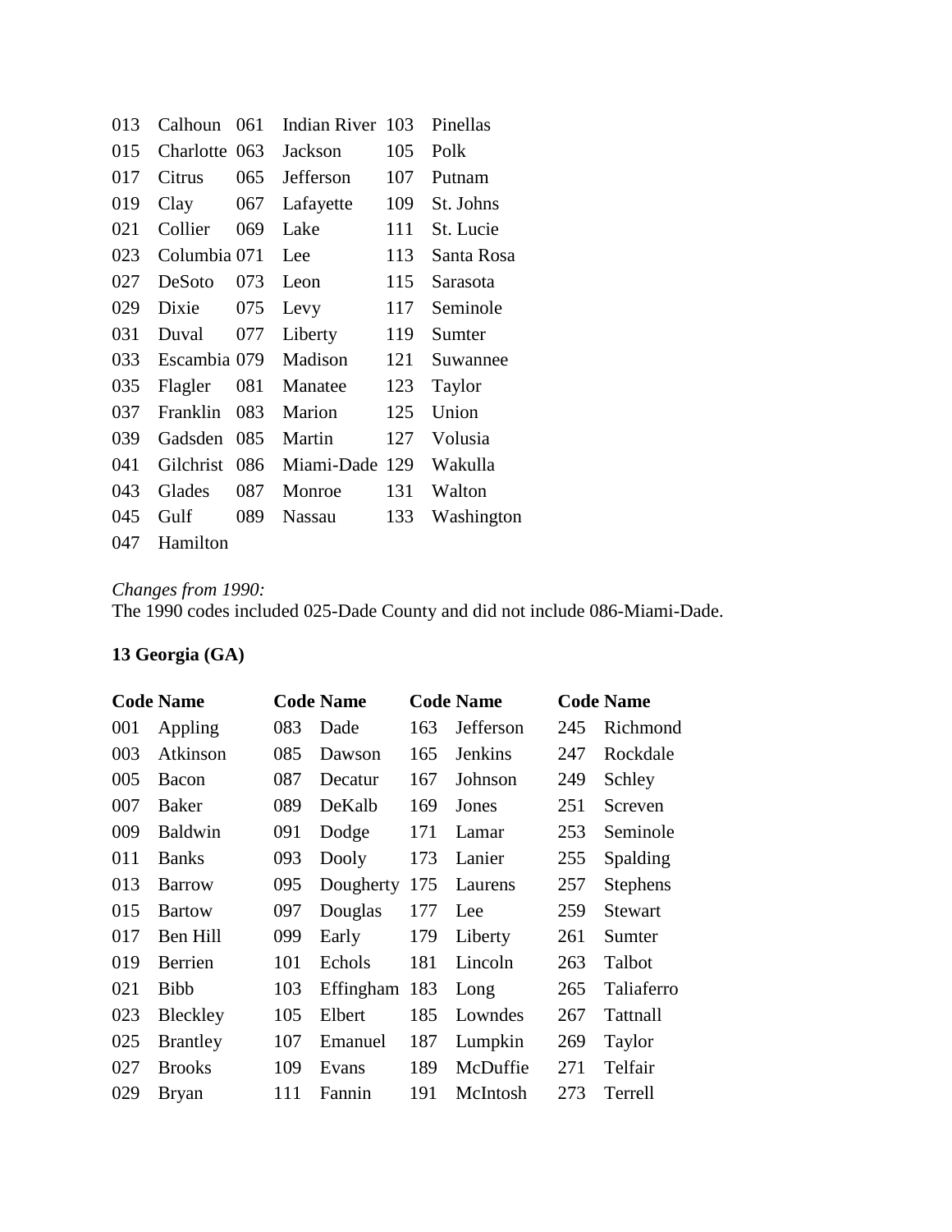| | | | | | |
|---|---|---|---|---|---|
| 013 | Calhoun | 061 | Indian River | 103 | Pinellas |
| 015 | Charlotte | 063 | Jackson | 105 | Polk |
| 017 | Citrus | 065 | Jefferson | 107 | Putnam |
| 019 | Clay | 067 | Lafayette | 109 | St. Johns |
| 021 | Collier | 069 | Lake | 111 | St. Lucie |
| 023 | Columbia | 071 | Lee | 113 | Santa Rosa |
| 027 | DeSoto | 073 | Leon | 115 | Sarasota |
| 029 | Dixie | 075 | Levy | 117 | Seminole |
| 031 | Duval | 077 | Liberty | 119 | Sumter |
| 033 | Escambia | 079 | Madison | 121 | Suwannee |
| 035 | Flagler | 081 | Manatee | 123 | Taylor |
| 037 | Franklin | 083 | Marion | 125 | Union |
| 039 | Gadsden | 085 | Martin | 127 | Volusia |
| 041 | Gilchrist | 086 | Miami-Dade | 129 | Wakulla |
| 043 | Glades | 087 | Monroe | 131 | Walton |
| 045 | Gulf | 089 | Nassau | 133 | Washington |
| 047 | Hamilton | | | | |

*Changes from 1990:*
The 1990 codes included 025-Dade County and did not include 086-Miami-Dade.

**13 Georgia (GA)**

| Code | Name | Code | Name | Code | Name | Code | Name |
|---|---|---|---|---|---|---|---|
| 001 | Appling | 083 | Dade | 163 | Jefferson | 245 | Richmond |
| 003 | Atkinson | 085 | Dawson | 165 | Jenkins | 247 | Rockdale |
| 005 | Bacon | 087 | Decatur | 167 | Johnson | 249 | Schley |
| 007 | Baker | 089 | DeKalb | 169 | Jones | 251 | Screven |
| 009 | Baldwin | 091 | Dodge | 171 | Lamar | 253 | Seminole |
| 011 | Banks | 093 | Dooly | 173 | Lanier | 255 | Spalding |
| 013 | Barrow | 095 | Dougherty | 175 | Laurens | 257 | Stephens |
| 015 | Bartow | 097 | Douglas | 177 | Lee | 259 | Stewart |
| 017 | Ben Hill | 099 | Early | 179 | Liberty | 261 | Sumter |
| 019 | Berrien | 101 | Echols | 181 | Lincoln | 263 | Talbot |
| 021 | Bibb | 103 | Effingham | 183 | Long | 265 | Taliaferro |
| 023 | Bleckley | 105 | Elbert | 185 | Lowndes | 267 | Tattnall |
| 025 | Brantley | 107 | Emanuel | 187 | Lumpkin | 269 | Taylor |
| 027 | Brooks | 109 | Evans | 189 | McDuffie | 271 | Telfair |
| 029 | Bryan | 111 | Fannin | 191 | McIntosh | 273 | Terrell |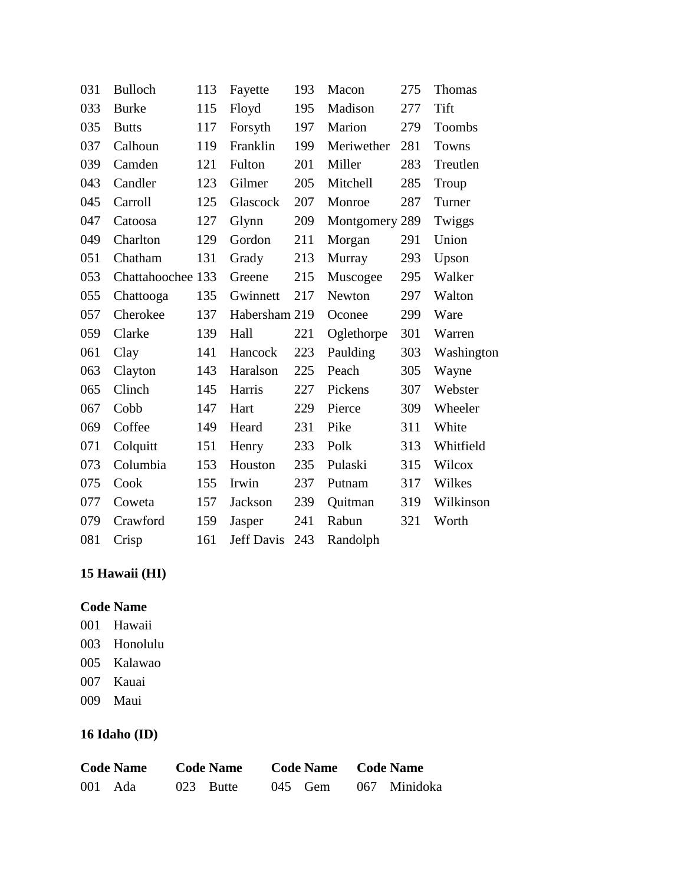| | | | | | | | |
|---|---|---|---|---|---|---|---|
| 031 | Bulloch | 113 | Fayette | 193 | Macon | 275 | Thomas |
| 033 | Burke | 115 | Floyd | 195 | Madison | 277 | Tift |
| 035 | Butts | 117 | Forsyth | 197 | Marion | 279 | Toombs |
| 037 | Calhoun | 119 | Franklin | 199 | Meriwether | 281 | Towns |
| 039 | Camden | 121 | Fulton | 201 | Miller | 283 | Treutlen |
| 043 | Candler | 123 | Gilmer | 205 | Mitchell | 285 | Troup |
| 045 | Carroll | 125 | Glascock | 207 | Monroe | 287 | Turner |
| 047 | Catoosa | 127 | Glynn | 209 | Montgomery | 289 | Twiggs |
| 049 | Charlton | 129 | Gordon | 211 | Morgan | 291 | Union |
| 051 | Chatham | 131 | Grady | 213 | Murray | 293 | Upson |
| 053 | Chattahoochee | 133 | Greene | 215 | Muscogee | 295 | Walker |
| 055 | Chattooga | 135 | Gwinnett | 217 | Newton | 297 | Walton |
| 057 | Cherokee | 137 | Habersham | 219 | Oconee | 299 | Ware |
| 059 | Clarke | 139 | Hall | 221 | Oglethorpe | 301 | Warren |
| 061 | Clay | 141 | Hancock | 223 | Paulding | 303 | Washington |
| 063 | Clayton | 143 | Haralson | 225 | Peach | 305 | Wayne |
| 065 | Clinch | 145 | Harris | 227 | Pickens | 307 | Webster |
| 067 | Cobb | 147 | Hart | 229 | Pierce | 309 | Wheeler |
| 069 | Coffee | 149 | Heard | 231 | Pike | 311 | White |
| 071 | Colquitt | 151 | Henry | 233 | Polk | 313 | Whitfield |
| 073 | Columbia | 153 | Houston | 235 | Pulaski | 315 | Wilcox |
| 075 | Cook | 155 | Irwin | 237 | Putnam | 317 | Wilkes |
| 077 | Coweta | 157 | Jackson | 239 | Quitman | 319 | Wilkinson |
| 079 | Crawford | 159 | Jasper | 241 | Rabun | 321 | Worth |
| 081 | Crisp | 161 | Jeff Davis | 243 | Randolph | | |

**15 Hawaii (HI)**

| Code | Name |
|---|---|
| 001 | Hawaii |
| 003 | Honolulu |
| 005 | Kalawao |
| 007 | Kauai |
| 009 | Maui |

**16 Idaho (ID)**

| Code | Name | Code | Name | Code | Name | Code | Name |
|---|---|---|---|---|---|---|---|
| 001 | Ada | 023 | Butte | 045 | Gem | 067 | Minidoka |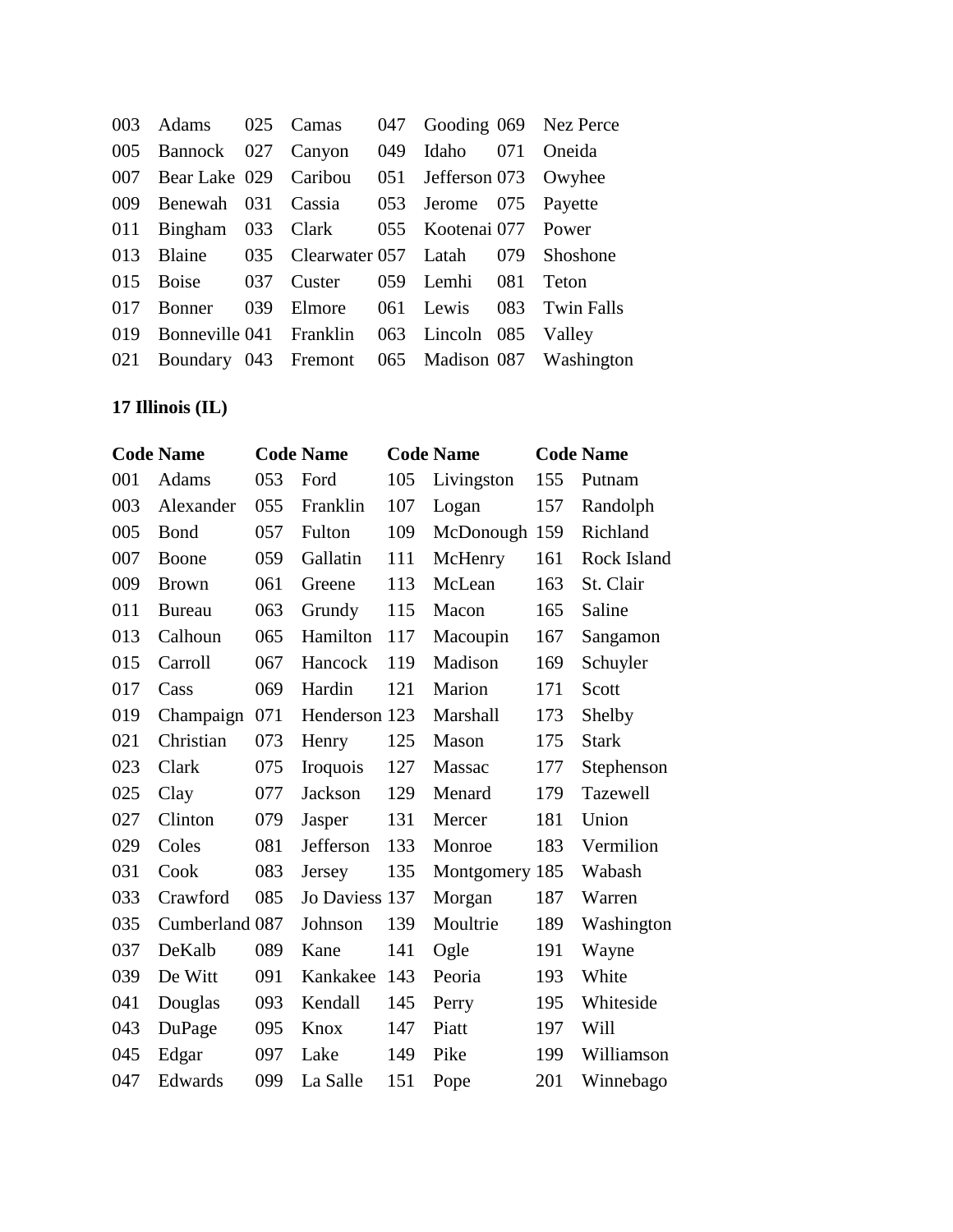| | | | | | | | |
|---|---|---|---|---|---|---|---|
| 003 | Adams | 025 | Camas | 047 | Gooding | 069 | Nez Perce |
| 005 | Bannock | 027 | Canyon | 049 | Idaho | 071 | Oneida |
| 007 | Bear Lake | 029 | Caribou | 051 | Jefferson | 073 | Owyhee |
| 009 | Benewah | 031 | Cassia | 053 | Jerome | 075 | Payette |
| 011 | Bingham | 033 | Clark | 055 | Kootenai | 077 | Power |
| 013 | Blaine | 035 | Clearwater | 057 | Latah | 079 | Shoshone |
| 015 | Boise | 037 | Custer | 059 | Lemhi | 081 | Teton |
| 017 | Bonner | 039 | Elmore | 061 | Lewis | 083 | Twin Falls |
| 019 | Bonneville | 041 | Franklin | 063 | Lincoln | 085 | Valley |
| 021 | Boundary | 043 | Fremont | 065 | Madison | 087 | Washington |

**17 Illinois (IL)**

| Code | Name | Code | Name | Code | Name | Code | Name |
|---|---|---|---|---|---|---|---|
| 001 | Adams | 053 | Ford | 105 | Livingston | 155 | Putnam |
| 003 | Alexander | 055 | Franklin | 107 | Logan | 157 | Randolph |
| 005 | Bond | 057 | Fulton | 109 | McDonough | 159 | Richland |
| 007 | Boone | 059 | Gallatin | 111 | McHenry | 161 | Rock Island |
| 009 | Brown | 061 | Greene | 113 | McLean | 163 | St. Clair |
| 011 | Bureau | 063 | Grundy | 115 | Macon | 165 | Saline |
| 013 | Calhoun | 065 | Hamilton | 117 | Macoupin | 167 | Sangamon |
| 015 | Carroll | 067 | Hancock | 119 | Madison | 169 | Schuyler |
| 017 | Cass | 069 | Hardin | 121 | Marion | 171 | Scott |
| 019 | Champaign | 071 | Henderson | 123 | Marshall | 173 | Shelby |
| 021 | Christian | 073 | Henry | 125 | Mason | 175 | Stark |
| 023 | Clark | 075 | Iroquois | 127 | Massac | 177 | Stephenson |
| 025 | Clay | 077 | Jackson | 129 | Menard | 179 | Tazewell |
| 027 | Clinton | 079 | Jasper | 131 | Mercer | 181 | Union |
| 029 | Coles | 081 | Jefferson | 133 | Monroe | 183 | Vermilion |
| 031 | Cook | 083 | Jersey | 135 | Montgomery | 185 | Wabash |
| 033 | Crawford | 085 | Jo Daviess | 137 | Morgan | 187 | Warren |
| 035 | Cumberland | 087 | Johnson | 139 | Moultrie | 189 | Washington |
| 037 | DeKalb | 089 | Kane | 141 | Ogle | 191 | Wayne |
| 039 | De Witt | 091 | Kankakee | 143 | Peoria | 193 | White |
| 041 | Douglas | 093 | Kendall | 145 | Perry | 195 | Whiteside |
| 043 | DuPage | 095 | Knox | 147 | Piatt | 197 | Will |
| 045 | Edgar | 097 | Lake | 149 | Pike | 199 | Williamson |
| 047 | Edwards | 099 | La Salle | 151 | Pope | 201 | Winnebago |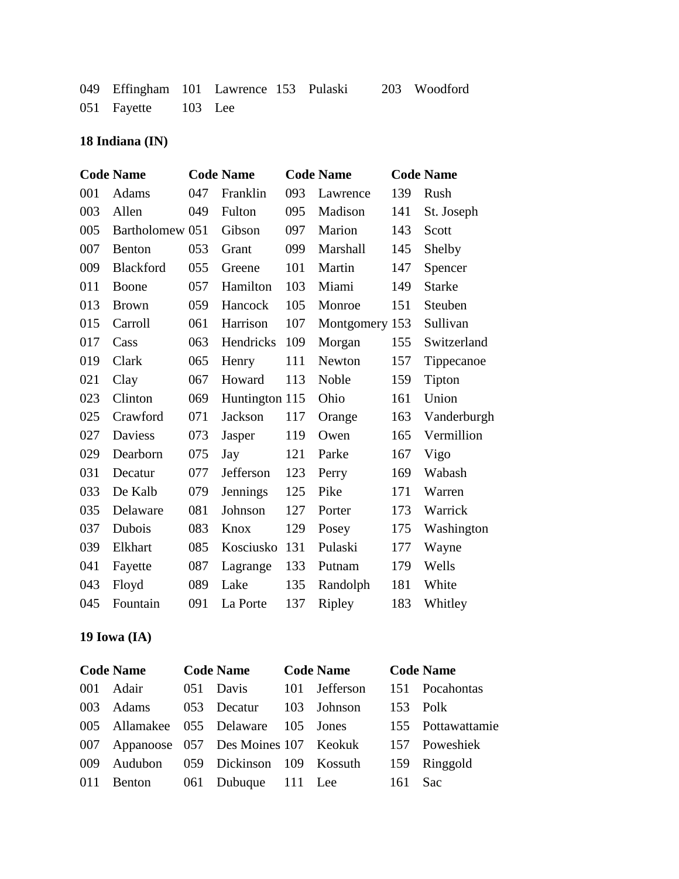| | | | | | | | |
|---|---|---|---|---|---|---|---|
| 049 | Effingham | 101 | Lawrence | 153 | Pulaski | 203 | Woodford |
| 051 | Fayette | 103 | Lee | | | | |

**18 Indiana (IN)**

| Code | Name | Code | Name | Code | Name | Code | Name |
|---|---|---|---|---|---|---|---|
| 001 | Adams | 047 | Franklin | 093 | Lawrence | 139 | Rush |
| 003 | Allen | 049 | Fulton | 095 | Madison | 141 | St. Joseph |
| 005 | Bartholomew | 051 | Gibson | 097 | Marion | 143 | Scott |
| 007 | Benton | 053 | Grant | 099 | Marshall | 145 | Shelby |
| 009 | Blackford | 055 | Greene | 101 | Martin | 147 | Spencer |
| 011 | Boone | 057 | Hamilton | 103 | Miami | 149 | Starke |
| 013 | Brown | 059 | Hancock | 105 | Monroe | 151 | Steuben |
| 015 | Carroll | 061 | Harrison | 107 | Montgomery | 153 | Sullivan |
| 017 | Cass | 063 | Hendricks | 109 | Morgan | 155 | Switzerland |
| 019 | Clark | 065 | Henry | 111 | Newton | 157 | Tippecanoe |
| 021 | Clay | 067 | Howard | 113 | Noble | 159 | Tipton |
| 023 | Clinton | 069 | Huntington | 115 | Ohio | 161 | Union |
| 025 | Crawford | 071 | Jackson | 117 | Orange | 163 | Vanderburgh |
| 027 | Daviess | 073 | Jasper | 119 | Owen | 165 | Vermillion |
| 029 | Dearborn | 075 | Jay | 121 | Parke | 167 | Vigo |
| 031 | Decatur | 077 | Jefferson | 123 | Perry | 169 | Wabash |
| 033 | De Kalb | 079 | Jennings | 125 | Pike | 171 | Warren |
| 035 | Delaware | 081 | Johnson | 127 | Porter | 173 | Warrick |
| 037 | Dubois | 083 | Knox | 129 | Posey | 175 | Washington |
| 039 | Elkhart | 085 | Kosciusko | 131 | Pulaski | 177 | Wayne |
| 041 | Fayette | 087 | Lagrange | 133 | Putnam | 179 | Wells |
| 043 | Floyd | 089 | Lake | 135 | Randolph | 181 | White |
| 045 | Fountain | 091 | La Porte | 137 | Ripley | 183 | Whitley |

**19 Iowa (IA)**

| Code | Name | Code | Name | Code | Name | Code | Name |
|---|---|---|---|---|---|---|---|
| 001 | Adair | 051 | Davis | 101 | Jefferson | 151 | Pocahontas |
| 003 | Adams | 053 | Decatur | 103 | Johnson | 153 | Polk |
| 005 | Allamakee | 055 | Delaware | 105 | Jones | 155 | Pottawattamie |
| 007 | Appanoose | 057 | Des Moines | 107 | Keokuk | 157 | Poweshiek |
| 009 | Audubon | 059 | Dickinson | 109 | Kossuth | 159 | Ringgold |
| 011 | Benton | 061 | Dubuque | 111 | Lee | 161 | Sac |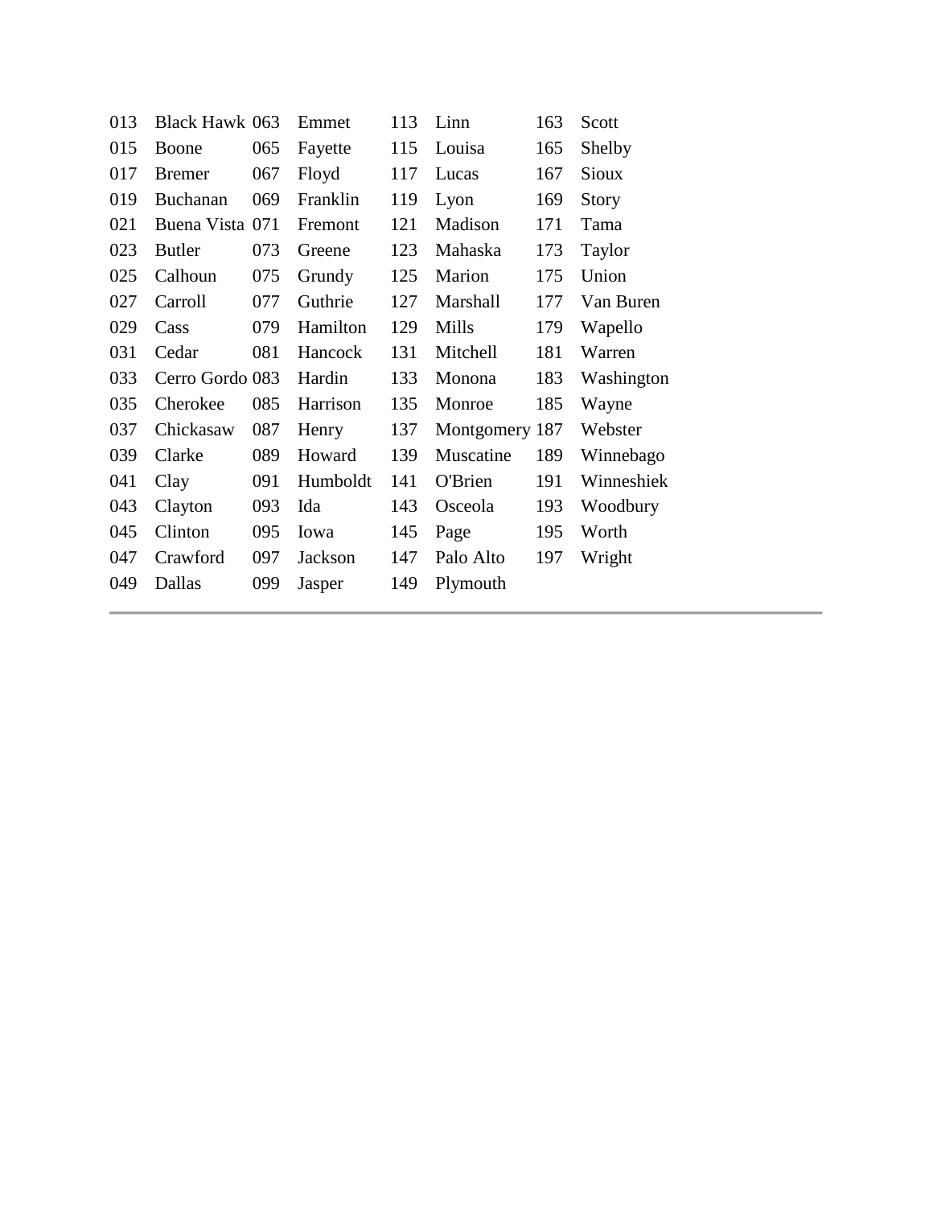| | | | | | | | |
|---|---|---|---|---|---|---|---|
| 013 | Black Hawk | 063 | Emmet | 113 | Linn | 163 | Scott |
| 015 | Boone | 065 | Fayette | 115 | Louisa | 165 | Shelby |
| 017 | Bremer | 067 | Floyd | 117 | Lucas | 167 | Sioux |
| 019 | Buchanan | 069 | Franklin | 119 | Lyon | 169 | Story |
| 021 | Buena Vista | 071 | Fremont | 121 | Madison | 171 | Tama |
| 023 | Butler | 073 | Greene | 123 | Mahaska | 173 | Taylor |
| 025 | Calhoun | 075 | Grundy | 125 | Marion | 175 | Union |
| 027 | Carroll | 077 | Guthrie | 127 | Marshall | 177 | Van Buren |
| 029 | Cass | 079 | Hamilton | 129 | Mills | 179 | Wapello |
| 031 | Cedar | 081 | Hancock | 131 | Mitchell | 181 | Warren |
| 033 | Cerro Gordo | 083 | Hardin | 133 | Monona | 183 | Washington |
| 035 | Cherokee | 085 | Harrison | 135 | Monroe | 185 | Wayne |
| 037 | Chickasaw | 087 | Henry | 137 | Montgomery | 187 | Webster |
| 039 | Clarke | 089 | Howard | 139 | Muscatine | 189 | Winnebago |
| 041 | Clay | 091 | Humboldt | 141 | O'Brien | 191 | Winneshiek |
| 043 | Clayton | 093 | Ida | 143 | Osceola | 193 | Woodbury |
| 045 | Clinton | 095 | Iowa | 145 | Page | 195 | Worth |
| 047 | Crawford | 097 | Jackson | 147 | Palo Alto | 197 | Wright |
| 049 | Dallas | 099 | Jasper | 149 | Plymouth | | |